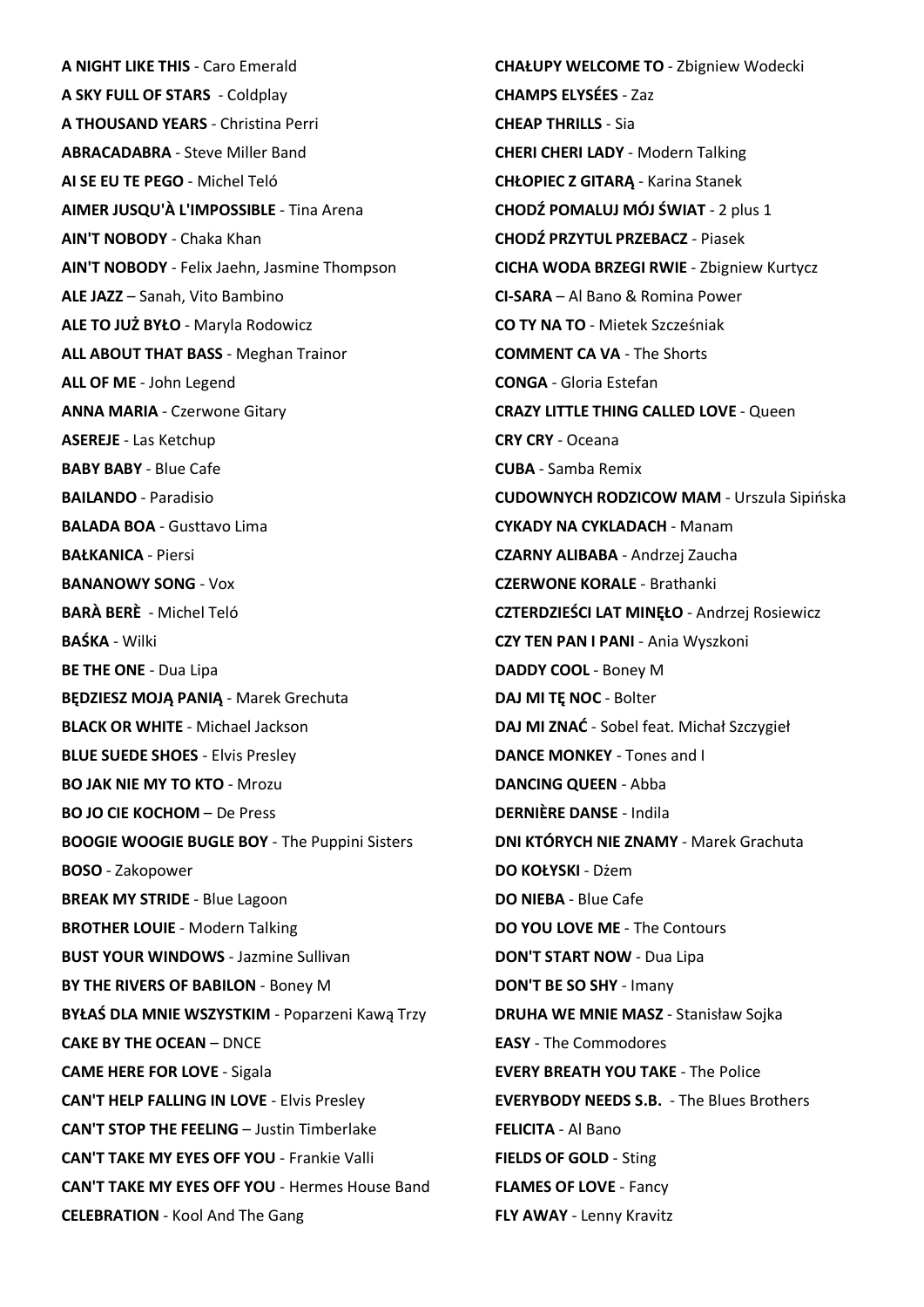**A NIGHT LIKE THIS** - Caro Emerald
**A SKY FULL OF STARS** - Coldplay
**A THOUSAND YEARS** - Christina Perri
**ABRACADABRA** - Steve Miller Band
**AI SE EU TE PEGO** - Michel Teló
**AIMER JUSQU'À L'IMPOSSIBLE** - Tina Arena
**AIN'T NOBODY** - Chaka Khan
**AIN'T NOBODY** - Felix Jaehn, Jasmine Thompson
**ALE JAZZ** – Sanah, Vito Bambino
**ALE TO JUŻ BYŁO** - Maryla Rodowicz
**ALL ABOUT THAT BASS** - Meghan Trainor
**ALL OF ME** - John Legend
**ANNA MARIA** - Czerwone Gitary
**ASEREJE** - Las Ketchup
**BABY BABY** - Blue Cafe
**BAILANDO** - Paradisio
**BALADA BOA** - Gusttavo Lima
**BAŁKANICA** - Piersi
**BANANOWY SONG** - Vox
**BARÀ BERÈ** - Michel Teló
**BAŚKA** - Wilki
**BE THE ONE** - Dua Lipa
**BĘDZIESZ MOJĄ PANIĄ** - Marek Grechuta
**BLACK OR WHITE** - Michael Jackson
**BLUE SUEDE SHOES** - Elvis Presley
**BO JAK NIE MY TO KTO** - Mrozu
**BO JO CIE KOCHOM** – De Press
**BOOGIE WOOGIE BUGLE BOY** - The Puppini Sisters
**BOSO** - Zakopower
**BREAK MY STRIDE** - Blue Lagoon
**BROTHER LOUIE** - Modern Talking
**BUST YOUR WINDOWS** - Jazmine Sullivan
**BY THE RIVERS OF BABILON** - Boney M
**BYŁAŚ DLA MNIE WSZYSTKIM** - Poparzeni Kawą Trzy
**CAKE BY THE OCEAN** – DNCE
**CAME HERE FOR LOVE** - Sigala
**CAN'T HELP FALLING IN LOVE** - Elvis Presley
**CAN'T STOP THE FEELING** – Justin Timberlake
**CAN'T TAKE MY EYES OFF YOU** - Frankie Valli
**CAN'T TAKE MY EYES OFF YOU** - Hermes House Band
**CELEBRATION** - Kool And The Gang
**CHAŁUPY WELCOME TO** - Zbigniew Wodecki
**CHAMPS ELYSÉES** - Zaz
**CHEAP THRILLS** - Sia
**CHERI CHERI LADY** - Modern Talking
**CHŁOPIEC Z GITARĄ** - Karina Stanek
**CHODŹ POMALUJ MÓJ ŚWIAT** - 2 plus 1
**CHODŹ PRZYTUL PRZEBACZ** - Piasek
**CICHA WODA BRZEGI RWIE** - Zbigniew Kurtycz
**CI-SARA** – Al Bano & Romina Power
**CO TY NA TO** - Mietek Szcześniak
**COMMENT CA VA** - The Shorts
**CONGA** - Gloria Estefan
**CRAZY LITTLE THING CALLED LOVE** - Queen
**CRY CRY** - Oceana
**CUBA** - Samba Remix
**CUDOWNYCH RODZICOW MAM** - Urszula Sipińska
**CYKADY NA CYKLADACH** - Manam
**CZARNY ALIBABA** - Andrzej Zaucha
**CZERWONE KORALE** - Brathanki
**CZTERDZIEŚCI LAT MINĘŁO** - Andrzej Rosiewicz
**CZY TEN PAN I PANI** - Ania Wyszkoni
**DADDY COOL** - Boney M
**DAJ MI TĘ NOC** - Bolter
**DAJ MI ZNAĆ** - Sobel feat. Michał Szczygieł
**DANCE MONKEY** - Tones and I
**DANCING QUEEN** - Abba
**DERNIÈRE DANSE** - Indila
**DNI KTÓRYCH NIE ZNAMY** - Marek Grachuta
**DO KOŁYSKI** - Dżem
**DO NIEBA** - Blue Cafe
**DO YOU LOVE ME** - The Contours
**DON'T START NOW** - Dua Lipa
**DON'T BE SO SHY** - Imany
**DRUHA WE MNIE MASZ** - Stanisław Sojka
**EASY** - The Commodores
**EVERY BREATH YOU TAKE** - The Police
**EVERYBODY NEEDS S.B.** - The Blues Brothers
**FELICITA** - Al Bano
**FIELDS OF GOLD** - Sting
**FLAMES OF LOVE** - Fancy
**FLY AWAY** - Lenny Kravitz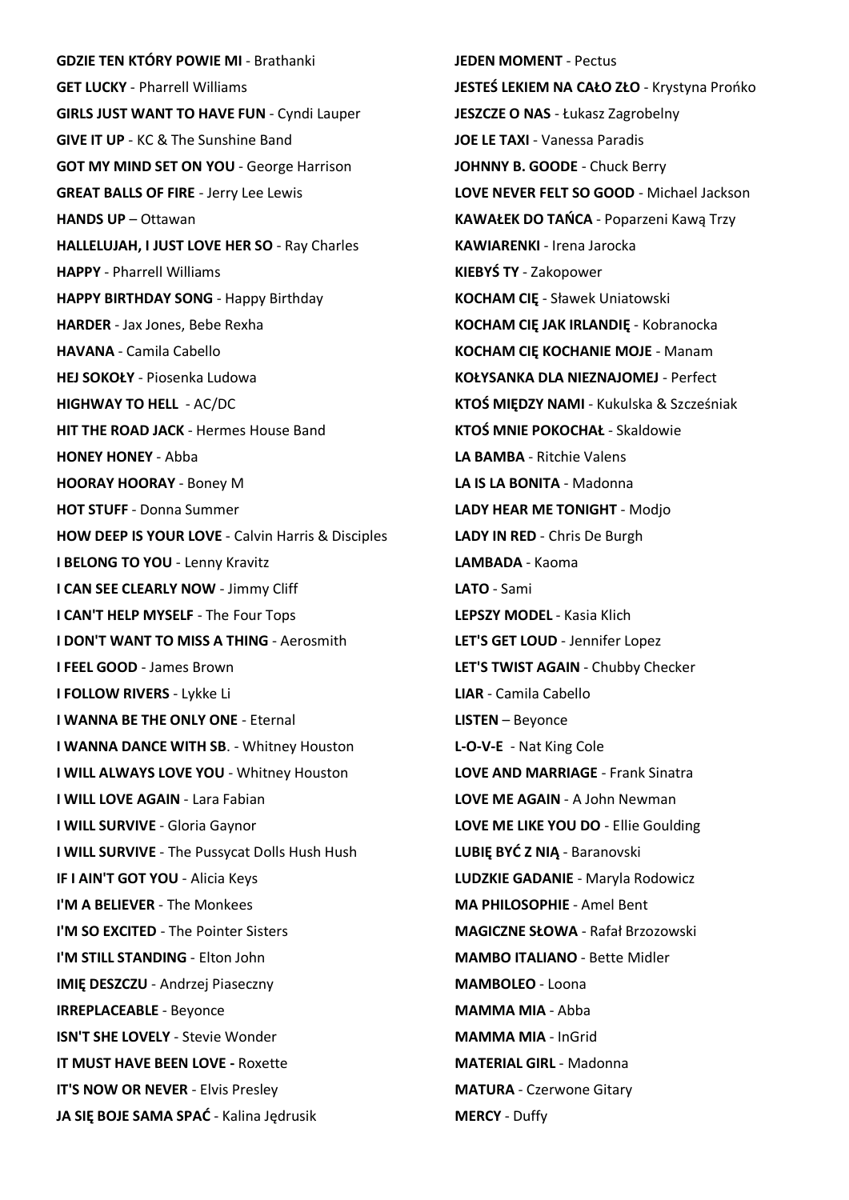**GDZIE TEN KTÓRY POWIE MI** - Brathanki
**GET LUCKY** - Pharrell Williams
**GIRLS JUST WANT TO HAVE FUN** - Cyndi Lauper
**GIVE IT UP** - KC & The Sunshine Band
**GOT MY MIND SET ON YOU** - George Harrison
**GREAT BALLS OF FIRE** - Jerry Lee Lewis
**HANDS UP** – Ottawan
**HALLELUJAH, I JUST LOVE HER SO** - Ray Charles
**HAPPY** - Pharrell Williams
**HAPPY BIRTHDAY SONG** - Happy Birthday
**HARDER** - Jax Jones, Bebe Rexha
**HAVANA** - Camila Cabello
**HEJ SOKOŁY** - Piosenka Ludowa
**HIGHWAY TO HELL** - AC/DC
**HIT THE ROAD JACK** - Hermes House Band
**HONEY HONEY** - Abba
**HOORAY HOORAY** - Boney M
**HOT STUFF** - Donna Summer
**HOW DEEP IS YOUR LOVE** - Calvin Harris & Disciples
**I BELONG TO YOU** - Lenny Kravitz
**I CAN SEE CLEARLY NOW** - Jimmy Cliff
**I CAN'T HELP MYSELF** - The Four Tops
**I DON'T WANT TO MISS A THING** - Aerosmith
**I FEEL GOOD** - James Brown
**I FOLLOW RIVERS** - Lykke Li
**I WANNA BE THE ONLY ONE** - Eternal
**I WANNA DANCE WITH SB**. - Whitney Houston
**I WILL ALWAYS LOVE YOU** - Whitney Houston
**I WILL LOVE AGAIN** - Lara Fabian
**I WILL SURVIVE** - Gloria Gaynor
**I WILL SURVIVE** - The Pussycat Dolls Hush Hush
**IF I AIN'T GOT YOU** - Alicia Keys
**I'M A BELIEVER** - The Monkees
**I'M SO EXCITED** - The Pointer Sisters
**I'M STILL STANDING** - Elton John
**IMIĘ DESZCZU** - Andrzej Piaseczny
**IRREPLACEABLE** - Beyonce
**ISN'T SHE LOVELY** - Stevie Wonder
**IT MUST HAVE BEEN LOVE -** Roxette
**IT'S NOW OR NEVER** - Elvis Presley
**JA SIĘ BOJE SAMA SPAĆ** - Kalina Jędrusik
**JEDEN MOMENT** - Pectus
**JESTEŚ LEKIEM NA CAŁO ZŁO** - Krystyna Prońko
**JESZCZE O NAS** - Łukasz Zagrobelny
**JOE LE TAXI** - Vanessa Paradis
**JOHNNY B. GOODE** - Chuck Berry
**LOVE NEVER FELT SO GOOD** - Michael Jackson
**KAWAŁEK DO TAŃCA** - Poparzeni Kawą Trzy
**KAWIARENKI** - Irena Jarocka
**KIEBYŚ TY** - Zakopower
**KOCHAM CIĘ** - Sławek Uniatowski
**KOCHAM CIĘ JAK IRLANDIĘ** - Kobranocka
**KOCHAM CIĘ KOCHANIE MOJE** - Manam
**KOŁYSANKA DLA NIEZNAJOMEJ** - Perfect
**KTOŚ MIĘDZY NAMI** - Kukulska & Szcześniak
**KTOŚ MNIE POKOCHAŁ** - Skaldowie
**LA BAMBA** - Ritchie Valens
**LA IS LA BONITA** - Madonna
**LADY HEAR ME TONIGHT** - Modjo
**LADY IN RED** - Chris De Burgh
**LAMBADA** - Kaoma
**LATO** - Sami
**LEPSZY MODEL** - Kasia Klich
**LET'S GET LOUD** - Jennifer Lopez
**LET'S TWIST AGAIN** - Chubby Checker
**LIAR** - Camila Cabello
**LISTEN** – Beyonce
**L-O-V-E** - Nat King Cole
**LOVE AND MARRIAGE** - Frank Sinatra
**LOVE ME AGAIN** - A John Newman
**LOVE ME LIKE YOU DO** - Ellie Goulding
**LUBIĘ BYĆ Z NIĄ** - Baranovski
**LUDZKIE GADANIE** - Maryla Rodowicz
**MA PHILOSOPHIE** - Amel Bent
**MAGICZNE SŁOWA** - Rafał Brzozowski
**MAMBO ITALIANO** - Bette Midler
**MAMBOLEO** - Loona
**MAMMA MIA** - Abba
**MAMMA MIA** - InGrid
**MATERIAL GIRL** - Madonna
**MATURA** - Czerwone Gitary
**MERCY** - Duffy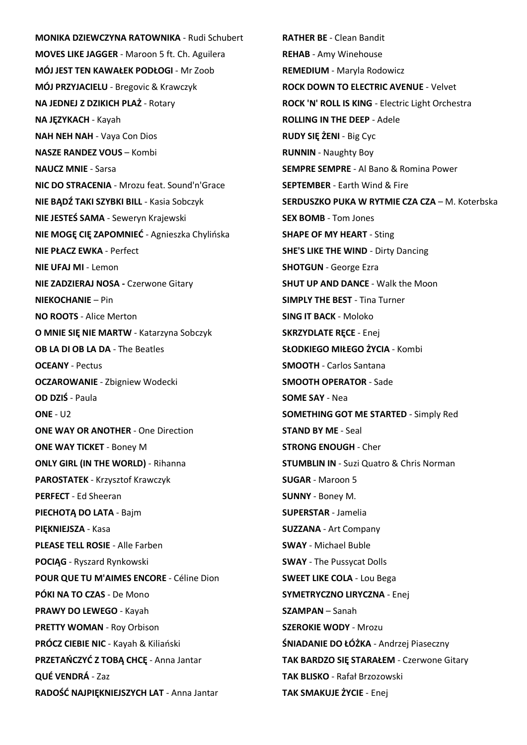**MONIKA DZIEWCZYNA RATOWNIKA** - Rudi Schubert
**MOVES LIKE JAGGER** - Maroon 5 ft. Ch. Aguilera
**MÓJ JEST TEN KAWAŁEK PODŁOGI** - Mr Zoob
**MÓJ PRZYJACIELU** - Bregovic & Krawczyk
**NA JEDNEJ Z DZIKICH PLAŻ** - Rotary
**NA JĘZYKACH** - Kayah
**NAH NEH NAH** - Vaya Con Dios
**NASZE RANDEZ VOUS** – Kombi
**NAUCZ MNIE** - Sarsa
**NIC DO STRACENIA** - Mrozu feat. Sound'n'Grace
**NIE BĄDŹ TAKI SZYBKI BILL** - Kasia Sobczyk
**NIE JESTEŚ SAMA** - Seweryn Krajewski
**NIE MOGĘ CIĘ ZAPOMNIEĆ** - Agnieszka Chylińska
**NIE PŁACZ EWKA** - Perfect
**NIE UFAJ MI** - Lemon
**NIE ZADZIERAJ NOSA -** Czerwone Gitary
**NIEKOCHANIE** – Pin
**NO ROOTS** - Alice Merton
**O MNIE SIĘ NIE MARTW** - Katarzyna Sobczyk
**OB LA DI OB LA DA** - The Beatles
**OCEANY** - Pectus
**OCZAROWANIE** - Zbigniew Wodecki
**OD DZIŚ** - Paula
**ONE** - U2
**ONE WAY OR ANOTHER** - One Direction
**ONE WAY TICKET** - Boney M
**ONLY GIRL (IN THE WORLD)** - Rihanna
**PAROSTATEK** - Krzysztof Krawczyk
**PERFECT** - Ed Sheeran
**PIECHOTĄ DO LATA** - Bajm
**PIĘKNIEJSZA** - Kasa
**PLEASE TELL ROSIE** - Alle Farben
**POCIĄG** - Ryszard Rynkowski
**POUR QUE TU M'AIMES ENCORE** - Céline Dion
**PÓKI NA TO CZAS** - De Mono
**PRAWY DO LEWEGO** - Kayah
**PRETTY WOMAN** - Roy Orbison
**PRÓCZ CIEBIE NIC** - Kayah & Kiliański
**PRZETAŃCZYĆ Z TOBĄ CHCĘ** - Anna Jantar
**QUÉ VENDRÁ** - Zaz
**RADOŚĆ NAJPIĘKNIEJSZYCH LAT** - Anna Jantar
**RATHER BE** - Clean Bandit
**REHAB** - Amy Winehouse
**REMEDIUM** - Maryla Rodowicz
**ROCK DOWN TO ELECTRIC AVENUE** - Velvet
**ROCK 'N' ROLL IS KING** - Electric Light Orchestra
**ROLLING IN THE DEEP** - Adele
**RUDY SIĘ ŻENI** - Big Cyc
**RUNNIN** - Naughty Boy
**SEMPRE SEMPRE** - Al Bano & Romina Power
**SEPTEMBER** - Earth Wind & Fire
**SERDUSZKO PUKA W RYTMIE CZA CZA** – M. Koterbska
**SEX BOMB** - Tom Jones
**SHAPE OF MY HEART** - Sting
**SHE'S LIKE THE WIND** - Dirty Dancing
**SHOTGUN** - George Ezra
**SHUT UP AND DANCE** - Walk the Moon
**SIMPLY THE BEST** - Tina Turner
**SING IT BACK** - Moloko
**SKRZYDLATE RĘCE** - Enej
**SŁODKIEGO MIŁEGO ŻYCIA** - Kombi
**SMOOTH** - Carlos Santana
**SMOOTH OPERATOR** - Sade
**SOME SAY** - Nea
**SOMETHING GOT ME STARTED** - Simply Red
**STAND BY ME** - Seal
**STRONG ENOUGH** - Cher
**STUMBLIN IN** - Suzi Quatro & Chris Norman
**SUGAR** - Maroon 5
**SUNNY** - Boney M.
**SUPERSTAR** - Jamelia
**SUZZANA** - Art Company
**SWAY** - Michael Buble
**SWAY** - The Pussycat Dolls
**SWEET LIKE COLA** - Lou Bega
**SYMETRYCZNO LIRYCZNA** - Enej
**SZAMPAN** – Sanah
**SZEROKIE WODY** - Mrozu
**ŚNIADANIE DO ŁÓŻKA** - Andrzej Piaseczny
**TAK BARDZO SIĘ STARAŁEM** - Czerwone Gitary
**TAK BLISKO** - Rafał Brzozowski
**TAK SMAKUJE ŻYCIE** - Enej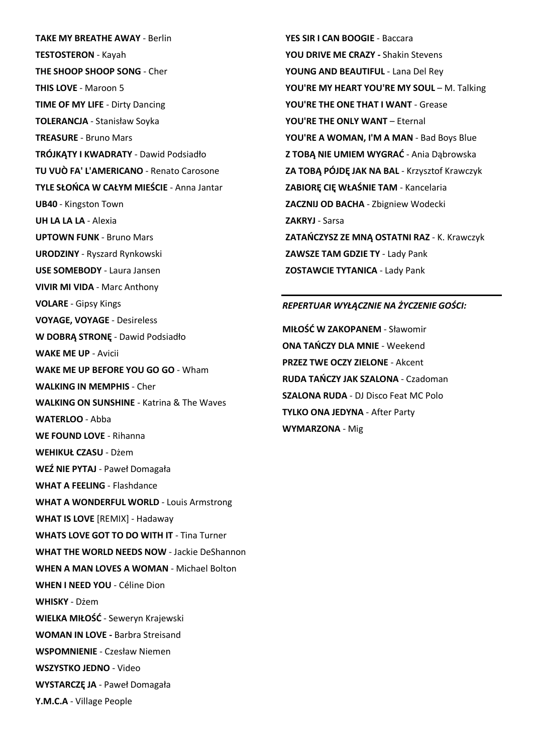**TAKE MY BREATHE AWAY** - Berlin
**TESTOSTERON** - Kayah
**THE SHOOP SHOOP SONG** - Cher
**THIS LOVE** - Maroon 5
**TIME OF MY LIFE** - Dirty Dancing
**TOLERANCJA** - Stanisław Soyka
**TREASURE** - Bruno Mars
**TRÓJKĄTY I KWADRATY** - Dawid Podsiadło
**TU VUÒ FA' L'AMERICANO** - Renato Carosone
**TYLE SŁOŃCA W CAŁYM MIEŚCIE** - Anna Jantar
**UB40** - Kingston Town
**UH LA LA LA** - Alexia
**UPTOWN FUNK** - Bruno Mars
**URODZINY** - Ryszard Rynkowski
**USE SOMEBODY** - Laura Jansen
**VIVIR MI VIDA** - Marc Anthony
**VOLARE** - Gipsy Kings
**VOYAGE, VOYAGE** - Desireless
**W DOBRĄ STRONĘ** - Dawid Podsiadło
**WAKE ME UP** - Avicii
**WAKE ME UP BEFORE YOU GO GO** - Wham
**WALKING IN MEMPHIS** - Cher
**WALKING ON SUNSHINE** - Katrina & The Waves
**WATERLOO** - Abba
**WE FOUND LOVE** - Rihanna
**WEHIKUŁ CZASU** - Dżem
**WEŹ NIE PYTAJ** - Paweł Domagała
**WHAT A FEELING** - Flashdance
**WHAT A WONDERFUL WORLD** - Louis Armstrong
**WHAT IS LOVE** [REMIX] - Hadaway
**WHATS LOVE GOT TO DO WITH IT** - Tina Turner
**WHAT THE WORLD NEEDS NOW** - Jackie DeShannon
**WHEN A MAN LOVES A WOMAN** - Michael Bolton
**WHEN I NEED YOU** - Céline Dion
**WHISKY** - Dżem
**WIELKA MIŁOŚĆ** - Seweryn Krajewski
**WOMAN IN LOVE -** Barbra Streisand
**WSPOMNIENIE** - Czesław Niemen
**WSZYSTKO JEDNO** - Video
**WYSTARCZĘ JA** - Paweł Domagała
**Y.M.C.A** - Village People
**YES SIR I CAN BOOGIE** - Baccara
**YOU DRIVE ME CRAZY -** Shakin Stevens
**YOUNG AND BEAUTIFUL** - Lana Del Rey
**YOU'RE MY HEART YOU'RE MY SOUL** – M. Talking
**YOU'RE THE ONE THAT I WANT** - Grease
**YOU'RE THE ONLY WANT** – Eternal
**YOU'RE A WOMAN, I'M A MAN** - Bad Boys Blue
**Z TOBĄ NIE UMIEM WYGRAĆ** - Ania Dąbrowska
**ZA TOBĄ PÓJDĘ JAK NA BAL** - Krzysztof Krawczyk
**ZABIORĘ CIĘ WŁAŚNIE TAM** - Kancelaria
**ZACZNIJ OD BACHA** - Zbigniew Wodecki
**ZAKRYJ** - Sarsa
**ZATAŃCZYSZ ZE MNĄ OSTATNI RAZ** - K. Krawczyk
**ZAWSZE TAM GDZIE TY** - Lady Pank
**ZOSTAWCIE TYTANICA** - Lady Pank

***REPERTUAR WYŁĄCZNIE NA ŻYCZENIE GOŚCI:***

**MIŁOŚĆ W ZAKOPANEM** - Sławomir
**ONA TAŃCZY DLA MNIE** - Weekend
**PRZEZ TWE OCZY ZIELONE** - Akcent
**RUDA TAŃCZY JAK SZALONA** - Czadoman
**SZALONA RUDA** - DJ Disco Feat MC Polo
**TYLKO ONA JEDYNA** - After Party
**WYMARZONA** - Mig